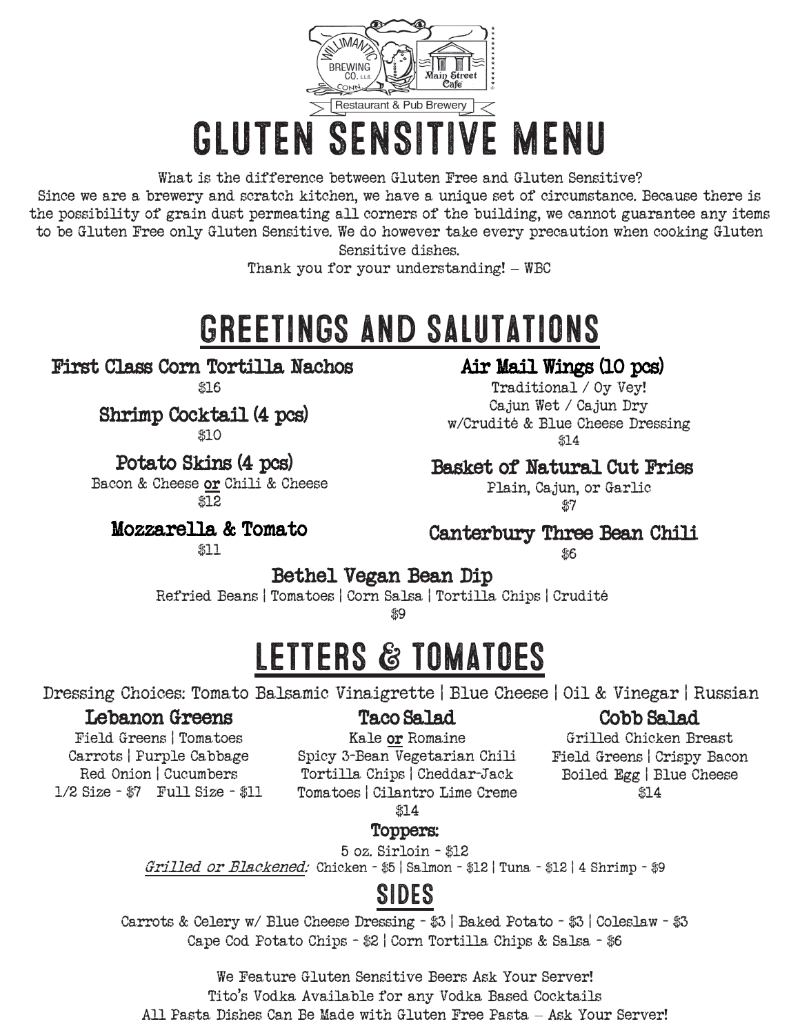Willimantic Brewing Co. LLC Conn. | Main Street Café

Restaurant & Pub Brewery

# GLUTEN SENSITIVE MENU

What is the difference between Gluten Free and Gluten Sensitive?
Since we are a brewery and scratch kitchen, we have a unique set of circumstance. Because there is the possibility of grain dust permeating all corners of the building, we cannot guarantee any items to be Gluten Free only Gluten Sensitive. We do however take every precaution when cooking Gluten Sensitive dishes.
Thank you for your understanding! – WBC

## GREETINGS AND SALUTATIONS

### First Class Corn Tortilla Nachos
$16

### Shrimp Cocktail (4 pcs)
$10

### Potato Skins (4 pcs)
Bacon & Cheese **or** Chili & Cheese
$12

### Mozzarella & Tomato
$11

### Air Mail Wings (10 pcs)
Traditional / Oy Vey!
Cajun Wet / Cajun Dry
w/Crudité & Blue Cheese Dressing
$14

### Basket of Natural Cut Fries
Plain, Cajun, or Garlic
$7

### Canterbury Three Bean Chili
$6

### Bethel Vegan Bean Dip
Refried Beans | Tomatoes | Corn Salsa | Tortilla Chips | Crudité
$9

## LETTERS & TOMATOES

Dressing Choices: Tomato Balsamic Vinaigrette | Blue Cheese | Oil & Vinegar | Russian

### Lebanon Greens
Field Greens | Tomatoes
Carrots | Purple Cabbage
Red Onion | Cucumbers
1/2 Size - $7 Full Size - $11

### Taco Salad
Kale **or** Romaine
Spicy 3-Bean Vegetarian Chili
Tortilla Chips | Cheddar-Jack
Tomatoes | Cilantro Lime Creme
$14

### Cobb Salad
Grilled Chicken Breast
Field Greens | Crispy Bacon
Boiled Egg | Blue Cheese
$14

### Toppers:
5 oz. Sirloin - $12
*Grilled or Blackened:* Chicken - $5 | Salmon - $12 | Tuna - $12 | 4 Shrimp - $9

## SIDES

Carrots & Celery w/ Blue Cheese Dressing - $3 | Baked Potato - $3 | Coleslaw - $3
Cape Cod Potato Chips - $2 | Corn Tortilla Chips & Salsa - $6

We Feature Gluten Sensitive Beers Ask Your Server!
Tito's Vodka Available for any Vodka Based Cocktails
All Pasta Dishes Can Be Made with Gluten Free Pasta – Ask Your Server!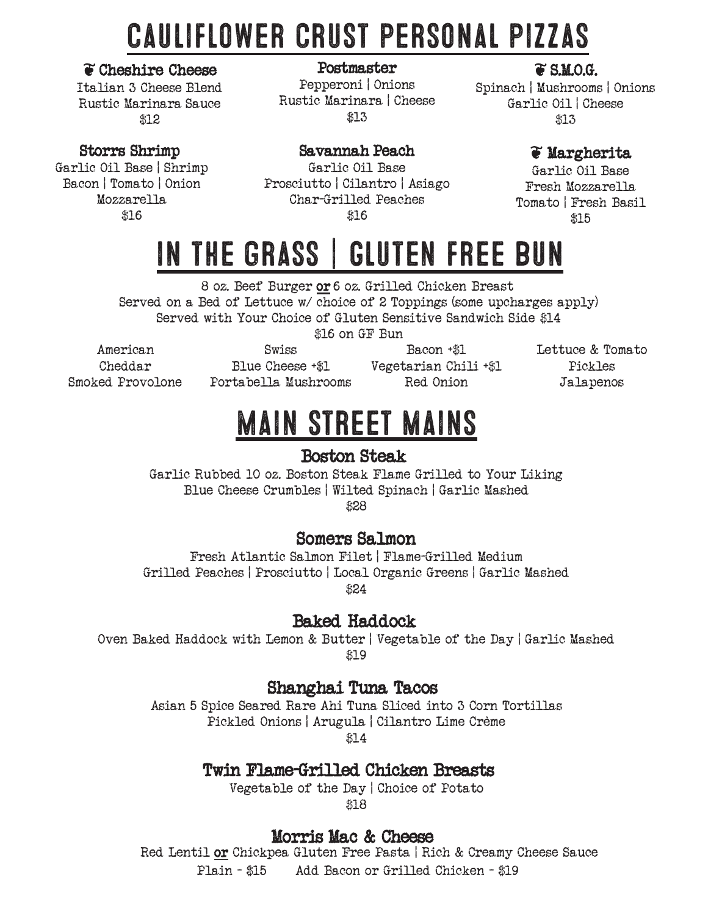# CAULIFLOWER CRUST PERSONAL PIZZAS

### ❦ Cheshire Cheese
Italian 3 Cheese Blend
Rustic Marinara Sauce
$12

### Postmaster
Pepperoni | Onions
Rustic Marinara | Cheese
$13

### ❦ S.M.O.G.
Spinach | Mushrooms | Onions
Garlic Oil | Cheese
$13

### Storrs Shrimp
Garlic Oil Base | Shrimp
Bacon | Tomato | Onion
Mozzarella
$16

### Savannah Peach
Garlic Oil Base
Prosciutto | Cilantro | Asiago
Char-Grilled Peaches
$16

### ❦ Margherita
Garlic Oil Base
Fresh Mozzarella
Tomato | Fresh Basil
$15

# IN THE GRASS | GLUTEN FREE BUN

8 oz. Beef Burger **or** 6 oz. Grilled Chicken Breast
Served on a Bed of Lettuce w/ choice of 2 Toppings (some upcharges apply)
Served with Your Choice of Gluten Sensitive Sandwich Side $14
$16 on GF Bun

| | | | |
|---|---|---|---|
| American | Swiss | Bacon +$1 | Lettuce & Tomato |
| Cheddar | Blue Cheese +$1 | Vegetarian Chili +$1 | Pickles |
| Smoked Provolone | Portabella Mushrooms | Red Onion | Jalapenos |

# MAIN STREET MAINS

### Boston Steak
Garlic Rubbed 10 oz. Boston Steak Flame Grilled to Your Liking
Blue Cheese Crumbles | Wilted Spinach | Garlic Mashed
$28

### Somers Salmon
Fresh Atlantic Salmon Filet | Flame-Grilled Medium
Grilled Peaches | Prosciutto | Local Organic Greens | Garlic Mashed
$24

### Baked Haddock
Oven Baked Haddock with Lemon & Butter | Vegetable of the Day | Garlic Mashed
$19

### Shanghai Tuna Tacos
Asian 5 Spice Seared Rare Ahi Tuna Sliced into 3 Corn Tortillas
Pickled Onions | Arugula | Cilantro Lime Crème
$14

### Twin Flame-Grilled Chicken Breasts
Vegetable of the Day | Choice of Potato
$18

### Morris Mac & Cheese
Red Lentil **or** Chickpea Gluten Free Pasta | Rich & Creamy Cheese Sauce
Plain - $15 Add Bacon or Grilled Chicken - $19